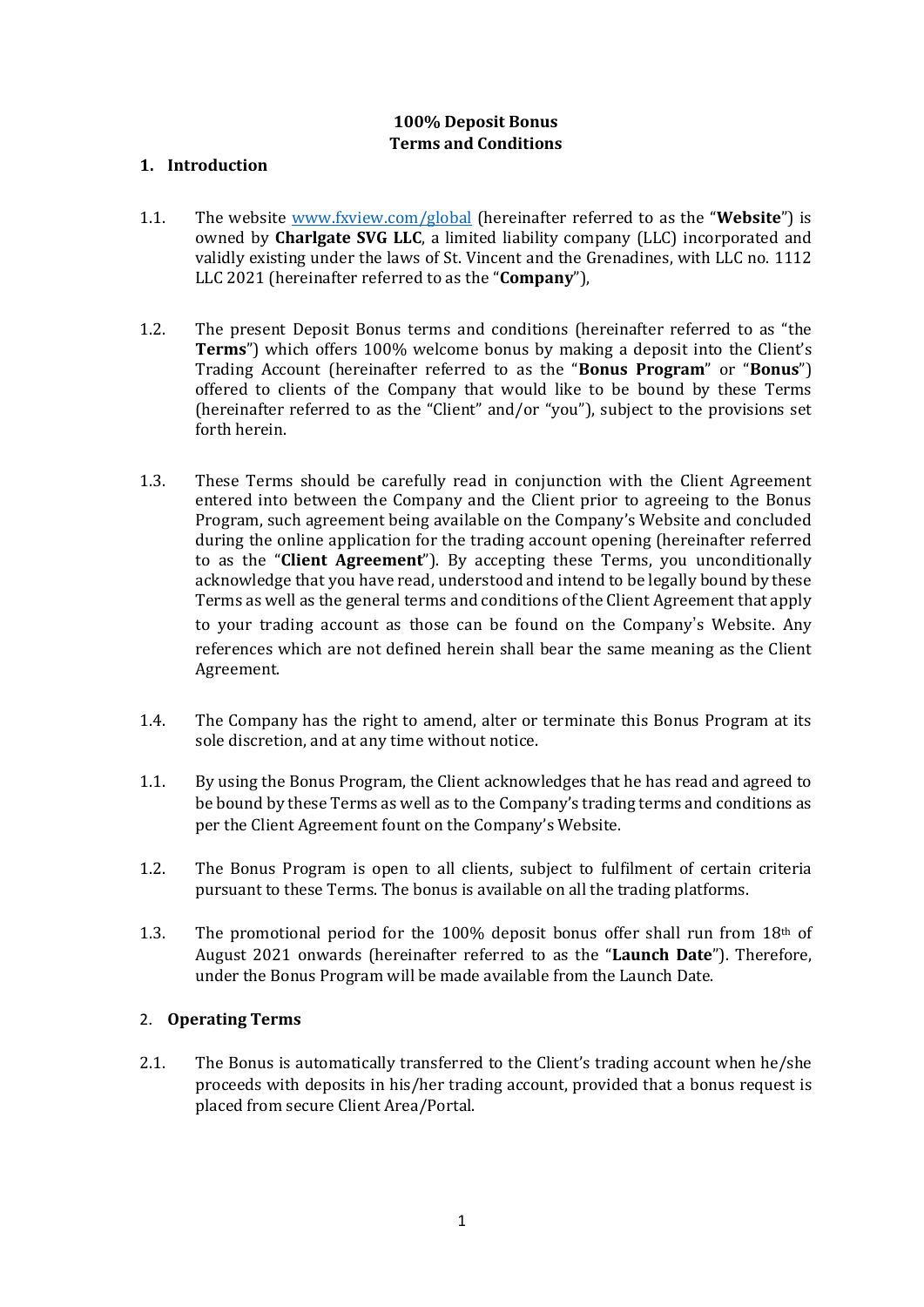**100% Deposit Bonus**
**Terms and Conditions**

## 1. Introduction

1.1. The website www.fxview.com/global (hereinafter referred to as the "**Website**") is owned by **Charlgate SVG LLC**, a limited liability company (LLC) incorporated and validly existing under the laws of St. Vincent and the Grenadines, with LLC no. 1112 LLC 2021 (hereinafter referred to as the "**Company**"),

1.2. The present Deposit Bonus terms and conditions (hereinafter referred to as "the **Terms**") which offers 100% welcome bonus by making a deposit into the Client's Trading Account (hereinafter referred to as the "**Bonus Program**" or "**Bonus**") offered to clients of the Company that would like to be bound by these Terms (hereinafter referred to as the "Client" and/or "you"), subject to the provisions set forth herein.

1.3. These Terms should be carefully read in conjunction with the Client Agreement entered into between the Company and the Client prior to agreeing to the Bonus Program, such agreement being available on the Company's Website and concluded during the online application for the trading account opening (hereinafter referred to as the "**Client Agreement**"). By accepting these Terms, you unconditionally acknowledge that you have read, understood and intend to be legally bound by these Terms as well as the general terms and conditions of the Client Agreement that apply to your trading account as those can be found on the Company's Website. Any references which are not defined herein shall bear the same meaning as the Client Agreement.

1.4. The Company has the right to amend, alter or terminate this Bonus Program at its sole discretion, and at any time without notice.

1.1. By using the Bonus Program, the Client acknowledges that he has read and agreed to be bound by these Terms as well as to the Company's trading terms and conditions as per the Client Agreement fount on the Company's Website.

1.2. The Bonus Program is open to all clients, subject to fulfilment of certain criteria pursuant to these Terms. The bonus is available on all the trading platforms.

1.3. The promotional period for the 100% deposit bonus offer shall run from 18th of August 2021 onwards (hereinafter referred to as the "**Launch Date**"). Therefore, under the Bonus Program will be made available from the Launch Date.

## 2. Operating Terms

2.1. The Bonus is automatically transferred to the Client's trading account when he/she proceeds with deposits in his/her trading account, provided that a bonus request is placed from secure Client Area/Portal.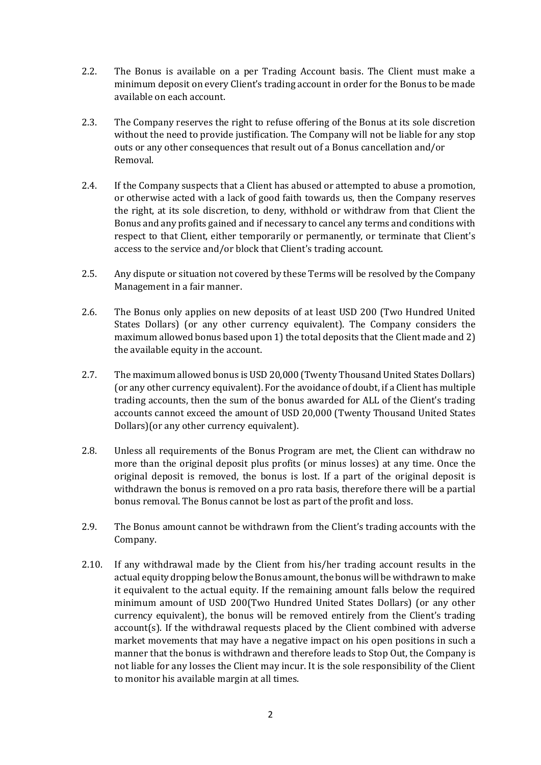2.2. The Bonus is available on a per Trading Account basis. The Client must make a minimum deposit on every Client's trading account in order for the Bonus to be made available on each account.

2.3. The Company reserves the right to refuse offering of the Bonus at its sole discretion without the need to provide justification. The Company will not be liable for any stop outs or any other consequences that result out of a Bonus cancellation and/or Removal.

2.4. If the Company suspects that a Client has abused or attempted to abuse a promotion, or otherwise acted with a lack of good faith towards us, then the Company reserves the right, at its sole discretion, to deny, withhold or withdraw from that Client the Bonus and any profits gained and if necessary to cancel any terms and conditions with respect to that Client, either temporarily or permanently, or terminate that Client's access to the service and/or block that Client's trading account.

2.5. Any dispute or situation not covered by these Terms will be resolved by the Company Management in a fair manner.

2.6. The Bonus only applies on new deposits of at least USD 200 (Two Hundred United States Dollars) (or any other currency equivalent). The Company considers the maximum allowed bonus based upon 1) the total deposits that the Client made and 2) the available equity in the account.

2.7. The maximum allowed bonus is USD 20,000 (Twenty Thousand United States Dollars) (or any other currency equivalent). For the avoidance of doubt, if a Client has multiple trading accounts, then the sum of the bonus awarded for ALL of the Client's trading accounts cannot exceed the amount of USD 20,000 (Twenty Thousand United States Dollars)(or any other currency equivalent).

2.8. Unless all requirements of the Bonus Program are met, the Client can withdraw no more than the original deposit plus profits (or minus losses) at any time. Once the original deposit is removed, the bonus is lost. If a part of the original deposit is withdrawn the bonus is removed on a pro rata basis, therefore there will be a partial bonus removal. The Bonus cannot be lost as part of the profit and loss.

2.9. The Bonus amount cannot be withdrawn from the Client's trading accounts with the Company.

2.10. If any withdrawal made by the Client from his/her trading account results in the actual equity dropping below the Bonus amount, the bonus will be withdrawn to make it equivalent to the actual equity. If the remaining amount falls below the required minimum amount of USD 200(Two Hundred United States Dollars) (or any other currency equivalent), the bonus will be removed entirely from the Client's trading account(s). If the withdrawal requests placed by the Client combined with adverse market movements that may have a negative impact on his open positions in such a manner that the bonus is withdrawn and therefore leads to Stop Out, the Company is not liable for any losses the Client may incur. It is the sole responsibility of the Client to monitor his available margin at all times.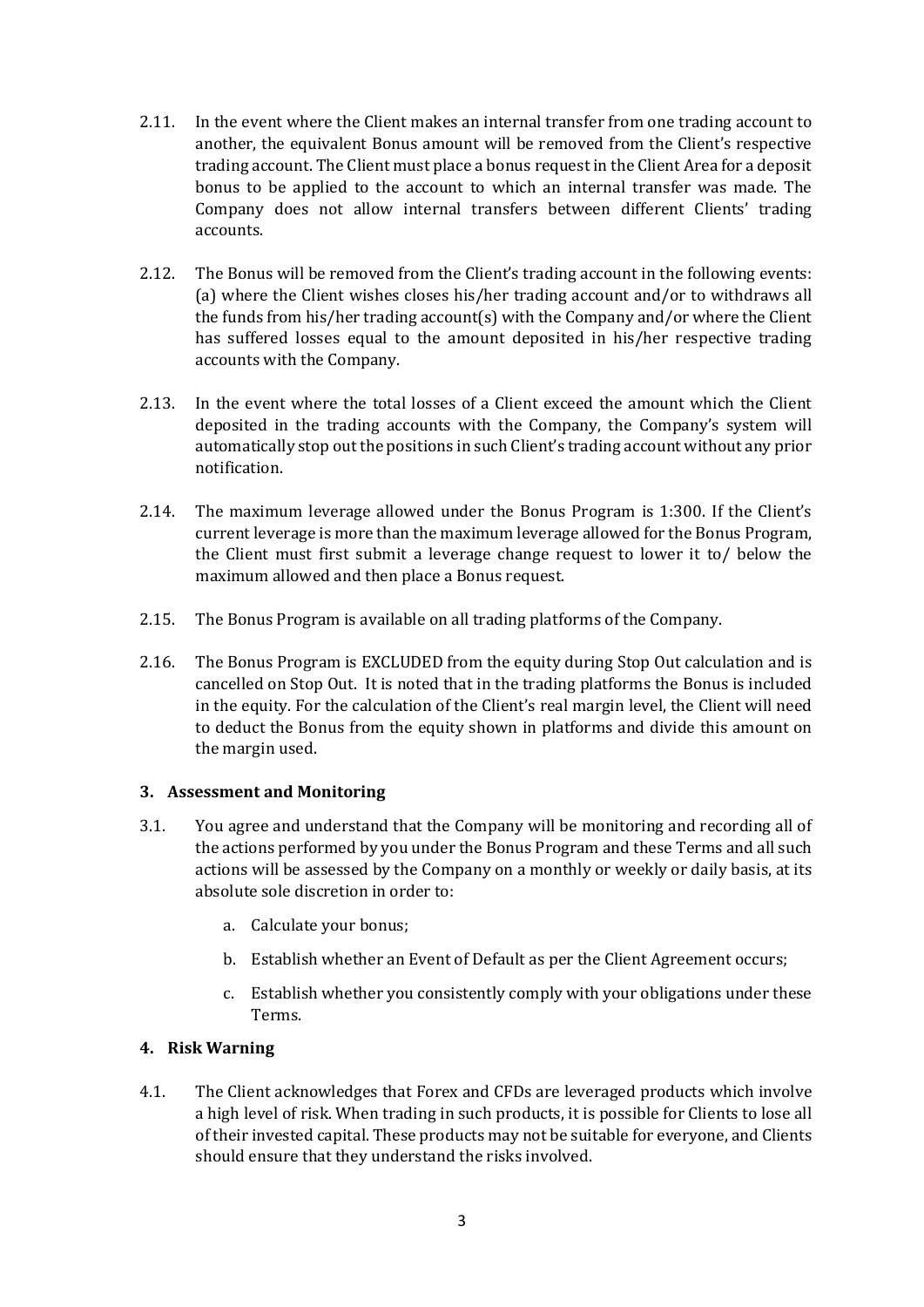2.11. In the event where the Client makes an internal transfer from one trading account to another, the equivalent Bonus amount will be removed from the Client's respective trading account. The Client must place a bonus request in the Client Area for a deposit bonus to be applied to the account to which an internal transfer was made. The Company does not allow internal transfers between different Clients' trading accounts.

2.12. The Bonus will be removed from the Client's trading account in the following events: (a) where the Client wishes closes his/her trading account and/or to withdraws all the funds from his/her trading account(s) with the Company and/or where the Client has suffered losses equal to the amount deposited in his/her respective trading accounts with the Company.

2.13. In the event where the total losses of a Client exceed the amount which the Client deposited in the trading accounts with the Company, the Company's system will automatically stop out the positions in such Client's trading account without any prior notification.

2.14. The maximum leverage allowed under the Bonus Program is 1:300. If the Client's current leverage is more than the maximum leverage allowed for the Bonus Program, the Client must first submit a leverage change request to lower it to/ below the maximum allowed and then place a Bonus request.

2.15. The Bonus Program is available on all trading platforms of the Company.

2.16. The Bonus Program is EXCLUDED from the equity during Stop Out calculation and is cancelled on Stop Out. It is noted that in the trading platforms the Bonus is included in the equity. For the calculation of the Client's real margin level, the Client will need to deduct the Bonus from the equity shown in platforms and divide this amount on the margin used.

### 3. Assessment and Monitoring

3.1. You agree and understand that the Company will be monitoring and recording all of the actions performed by you under the Bonus Program and these Terms and all such actions will be assessed by the Company on a monthly or weekly or daily basis, at its absolute sole discretion in order to:

a. Calculate your bonus;

b. Establish whether an Event of Default as per the Client Agreement occurs;

c. Establish whether you consistently comply with your obligations under these Terms.

### 4. Risk Warning

4.1. The Client acknowledges that Forex and CFDs are leveraged products which involve a high level of risk. When trading in such products, it is possible for Clients to lose all of their invested capital. These products may not be suitable for everyone, and Clients should ensure that they understand the risks involved.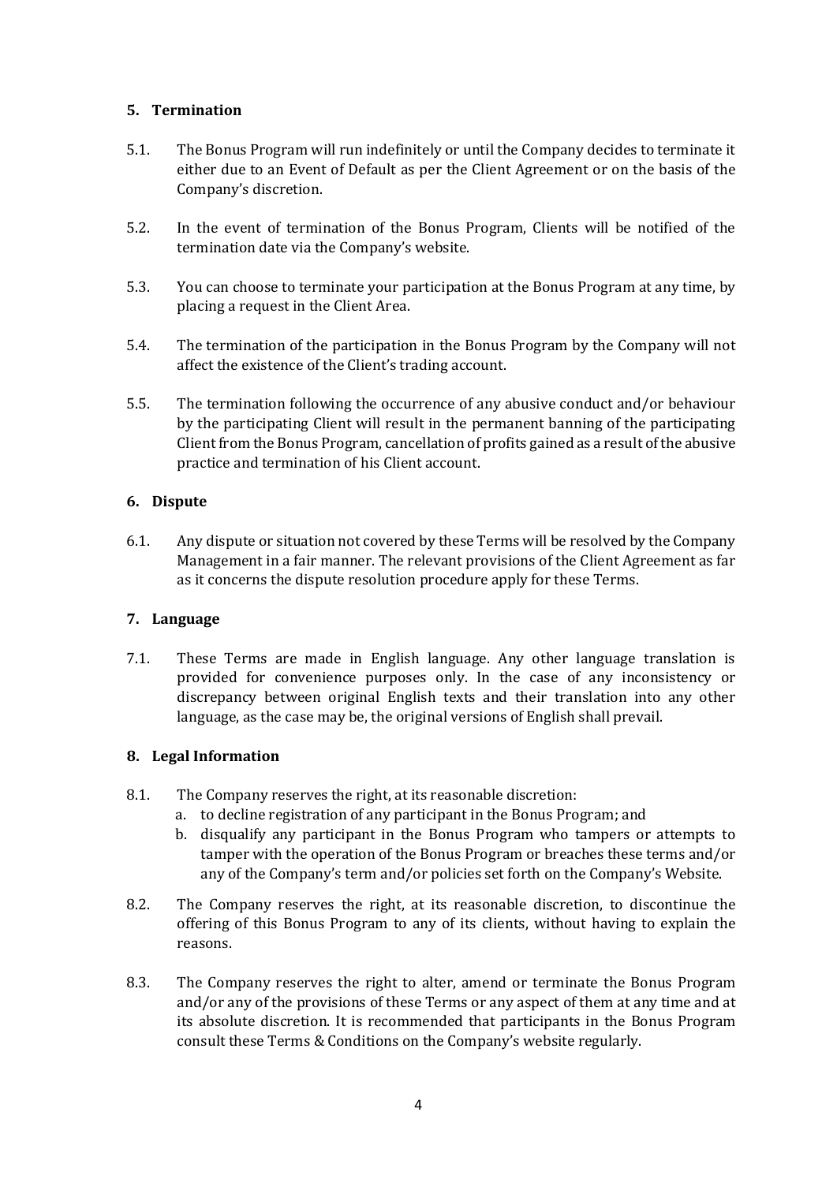## 5. Termination

5.1. The Bonus Program will run indefinitely or until the Company decides to terminate it either due to an Event of Default as per the Client Agreement or on the basis of the Company's discretion.

5.2. In the event of termination of the Bonus Program, Clients will be notified of the termination date via the Company's website.

5.3. You can choose to terminate your participation at the Bonus Program at any time, by placing a request in the Client Area.

5.4. The termination of the participation in the Bonus Program by the Company will not affect the existence of the Client's trading account.

5.5. The termination following the occurrence of any abusive conduct and/or behaviour by the participating Client will result in the permanent banning of the participating Client from the Bonus Program, cancellation of profits gained as a result of the abusive practice and termination of his Client account.

## 6. Dispute

6.1. Any dispute or situation not covered by these Terms will be resolved by the Company Management in a fair manner. The relevant provisions of the Client Agreement as far as it concerns the dispute resolution procedure apply for these Terms.

## 7. Language

7.1. These Terms are made in English language. Any other language translation is provided for convenience purposes only. In the case of any inconsistency or discrepancy between original English texts and their translation into any other language, as the case may be, the original versions of English shall prevail.

## 8. Legal Information

8.1. The Company reserves the right, at its reasonable discretion:

a. to decline registration of any participant in the Bonus Program; and
b. disqualify any participant in the Bonus Program who tampers or attempts to tamper with the operation of the Bonus Program or breaches these terms and/or any of the Company's term and/or policies set forth on the Company's Website.

8.2. The Company reserves the right, at its reasonable discretion, to discontinue the offering of this Bonus Program to any of its clients, without having to explain the reasons.

8.3. The Company reserves the right to alter, amend or terminate the Bonus Program and/or any of the provisions of these Terms or any aspect of them at any time and at its absolute discretion. It is recommended that participants in the Bonus Program consult these Terms & Conditions on the Company's website regularly.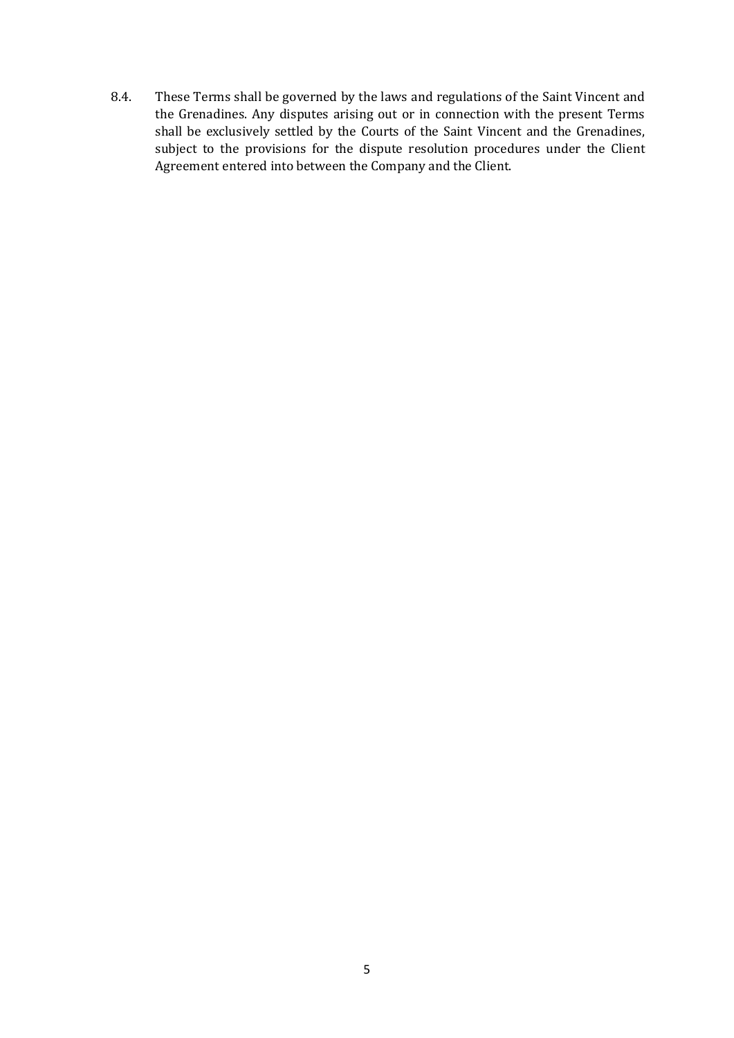8.4. These Terms shall be governed by the laws and regulations of the Saint Vincent and the Grenadines. Any disputes arising out or in connection with the present Terms shall be exclusively settled by the Courts of the Saint Vincent and the Grenadines, subject to the provisions for the dispute resolution procedures under the Client Agreement entered into between the Company and the Client.